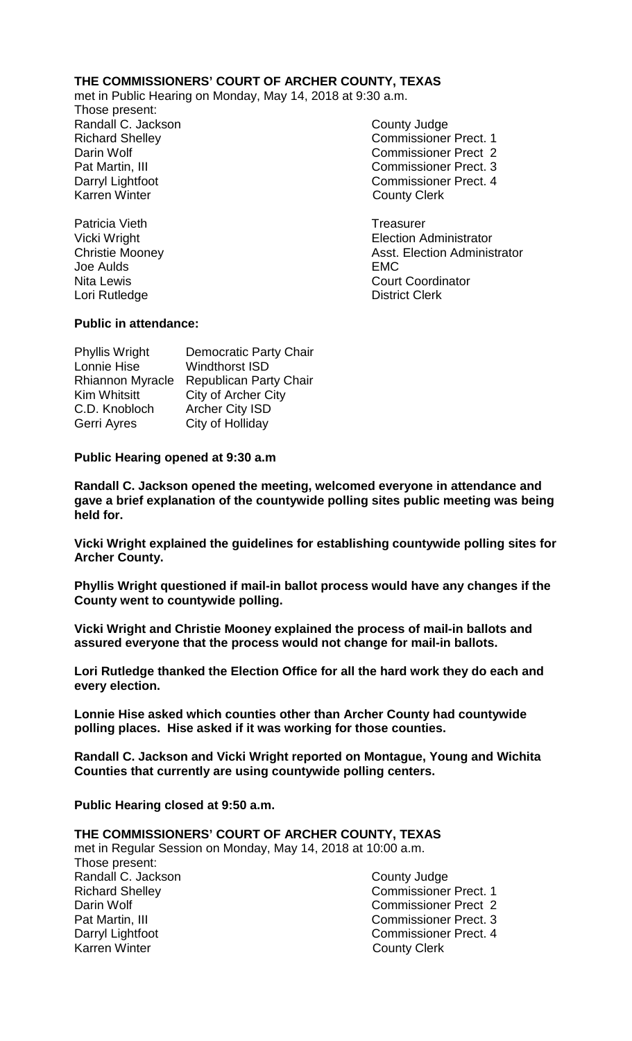**THE COMMISSIONERS' COURT OF ARCHER COUNTY, TEXAS**

met in Public Hearing on Monday, May 14, 2018 at 9:30 a.m.

Those present:

| | |
|---|---|
| Randall C. Jackson | County Judge |
| Richard Shelley | Commissioner Prect. 1 |
| Darin Wolf | Commissioner Prect 2 |
| Pat Martin, III | Commissioner Prect. 3 |
| Darryl Lightfoot | Commissioner Prect. 4 |
| Karren Winter | County Clerk |
| | |
| Patricia Vieth | Treasurer |
| Vicki Wright | Election Administrator |
| Christie Mooney | Asst. Election Administrator |
| Joe Aulds | EMC |
| Nita Lewis | Court Coordinator |
| Lori Rutledge | District Clerk |

**Public in attendance:**

| | |
|---|---|
| Phyllis Wright | Democratic Party Chair |
| Lonnie Hise | Windthorst ISD |
| Rhiannon Myracle | Republican Party Chair |
| Kim Whitsitt | City of Archer City |
| C.D. Knobloch | Archer City ISD |
| Gerri Ayres | City of Holliday |

**Public Hearing opened at 9:30 a.m**

**Randall C. Jackson opened the meeting, welcomed everyone in attendance and gave a brief explanation of the countywide polling sites public meeting was being held for.**

**Vicki Wright explained the guidelines for establishing countywide polling sites for Archer County.**

**Phyllis Wright questioned if mail-in ballot process would have any changes if the County went to countywide polling.**

**Vicki Wright and Christie Mooney explained the process of mail-in ballots and assured everyone that the process would not change for mail-in ballots.**

**Lori Rutledge thanked the Election Office for all the hard work they do each and every election.**

**Lonnie Hise asked which counties other than Archer County had countywide polling places. Hise asked if it was working for those counties.**

**Randall C. Jackson and Vicki Wright reported on Montague, Young and Wichita Counties that currently are using countywide polling centers.**

**Public Hearing closed at 9:50 a.m.**

**THE COMMISSIONERS' COURT OF ARCHER COUNTY, TEXAS**

met in Regular Session on Monday, May 14, 2018 at 10:00 a.m.

Those present:

| | |
|---|---|
| Randall C. Jackson | County Judge |
| Richard Shelley | Commissioner Prect. 1 |
| Darin Wolf | Commissioner Prect 2 |
| Pat Martin, III | Commissioner Prect. 3 |
| Darryl Lightfoot | Commissioner Prect. 4 |
| Karren Winter | County Clerk |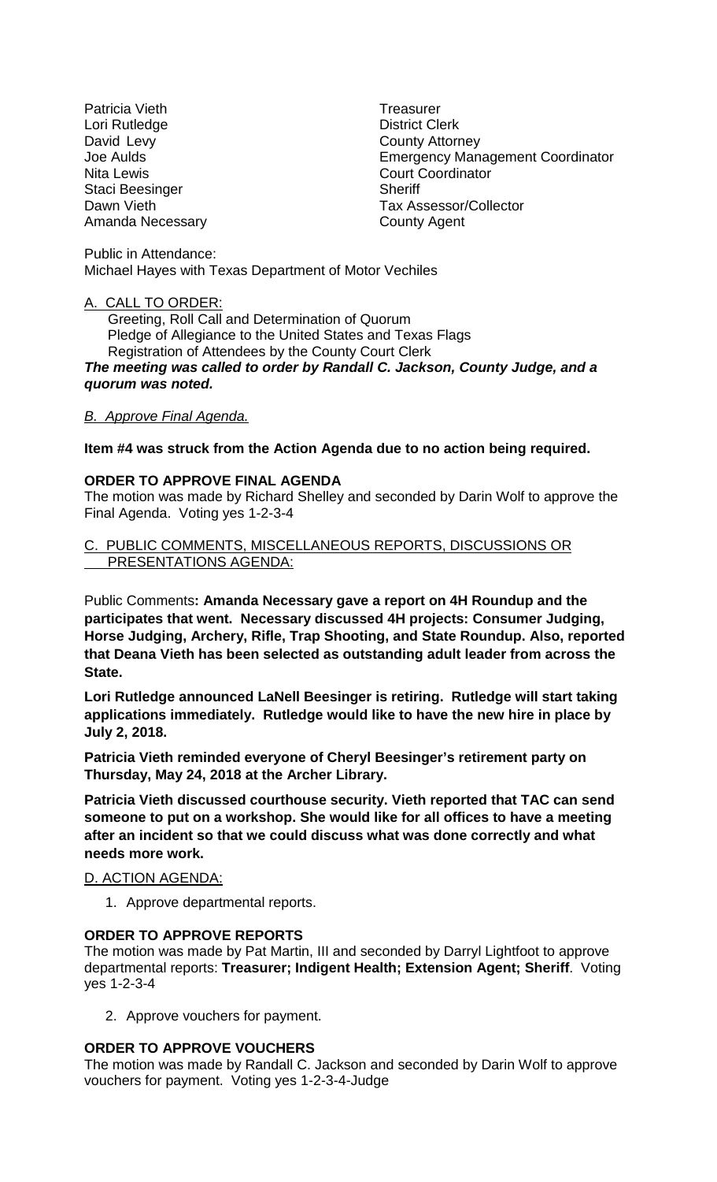| | |
|---|---|
| Patricia Vieth | Treasurer |
| Lori Rutledge | District Clerk |
| David Levy | County Attorney |
| Joe Aulds | Emergency Management Coordinator |
| Nita Lewis | Court Coordinator |
| Staci Beesinger | Sheriff |
| Dawn Vieth | Tax Assessor/Collector |
| Amanda Necessary | County Agent |

Public in Attendance:
Michael Hayes with Texas Department of Motor Vechiles

A. CALL TO ORDER:

Greeting, Roll Call and Determination of Quorum
Pledge of Allegiance to the United States and Texas Flags
Registration of Attendees by the County Court Clerk

***The meeting was called to order by Randall C. Jackson, County Judge, and a quorum was noted.***

*B. Approve Final Agenda.*

**Item #4 was struck from the Action Agenda due to no action being required.**

**ORDER TO APPROVE FINAL AGENDA**
The motion was made by Richard Shelley and seconded by Darin Wolf to approve the Final Agenda. Voting yes 1-2-3-4

C. PUBLIC COMMENTS, MISCELLANEOUS REPORTS, DISCUSSIONS OR PRESENTATIONS AGENDA:

Public Comments**: Amanda Necessary gave a report on 4H Roundup and the participates that went. Necessary discussed 4H projects: Consumer Judging, Horse Judging, Archery, Rifle, Trap Shooting, and State Roundup. Also, reported that Deana Vieth has been selected as outstanding adult leader from across the State.**

**Lori Rutledge announced LaNell Beesinger is retiring. Rutledge will start taking applications immediately. Rutledge would like to have the new hire in place by July 2, 2018.**

**Patricia Vieth reminded everyone of Cheryl Beesinger's retirement party on Thursday, May 24, 2018 at the Archer Library.**

**Patricia Vieth discussed courthouse security. Vieth reported that TAC can send someone to put on a workshop. She would like for all offices to have a meeting after an incident so that we could discuss what was done correctly and what needs more work.**

D. ACTION AGENDA:

1. Approve departmental reports.

**ORDER TO APPROVE REPORTS**
The motion was made by Pat Martin, III and seconded by Darryl Lightfoot to approve departmental reports: **Treasurer; Indigent Health; Extension Agent; Sheriff**. Voting yes 1-2-3-4

2. Approve vouchers for payment.

**ORDER TO APPROVE VOUCHERS**
The motion was made by Randall C. Jackson and seconded by Darin Wolf to approve vouchers for payment. Voting yes 1-2-3-4-Judge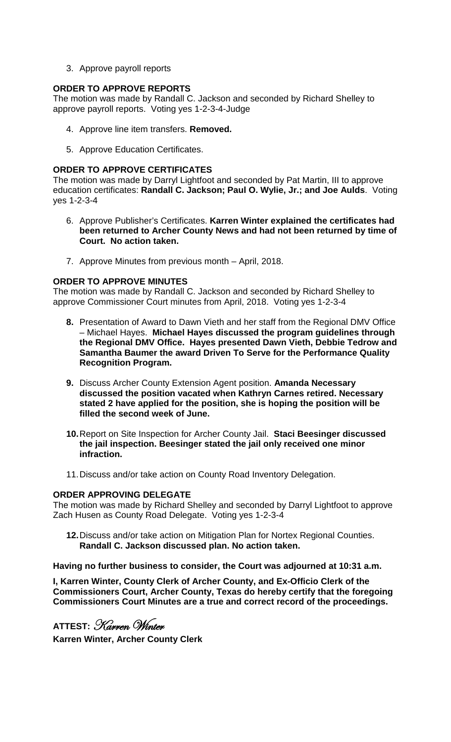3. Approve payroll reports

**ORDER TO APPROVE REPORTS**
The motion was made by Randall C. Jackson and seconded by Richard Shelley to approve payroll reports. Voting yes 1-2-3-4-Judge

4. Approve line item transfers. **Removed.**

5. Approve Education Certificates.

**ORDER TO APPROVE CERTIFICATES**
The motion was made by Darryl Lightfoot and seconded by Pat Martin, III to approve education certificates: **Randall C. Jackson; Paul O. Wylie, Jr.; and Joe Aulds**. Voting yes 1-2-3-4

6. Approve Publisher's Certificates. **Karren Winter explained the certificates had been returned to Archer County News and had not been returned by time of Court. No action taken.**

7. Approve Minutes from previous month – April, 2018.

**ORDER TO APPROVE MINUTES**
The motion was made by Randall C. Jackson and seconded by Richard Shelley to approve Commissioner Court minutes from April, 2018. Voting yes 1-2-3-4

8. Presentation of Award to Dawn Vieth and her staff from the Regional DMV Office – Michael Hayes. **Michael Hayes discussed the program guidelines through the Regional DMV Office. Hayes presented Dawn Vieth, Debbie Tedrow and Samantha Baumer the award Driven To Serve for the Performance Quality Recognition Program.**

9. Discuss Archer County Extension Agent position. **Amanda Necessary discussed the position vacated when Kathryn Carnes retired. Necessary stated 2 have applied for the position, she is hoping the position will be filled the second week of June.**

10. Report on Site Inspection for Archer County Jail. **Staci Beesinger discussed the jail inspection. Beesinger stated the jail only received one minor infraction.**

11. Discuss and/or take action on County Road Inventory Delegation.

**ORDER APPROVING DELEGATE**
The motion was made by Richard Shelley and seconded by Darryl Lightfoot to approve Zach Husen as County Road Delegate. Voting yes 1-2-3-4

12. Discuss and/or take action on Mitigation Plan for Nortex Regional Counties. **Randall C. Jackson discussed plan. No action taken.**

**Having no further business to consider, the Court was adjourned at 10:31 a.m.**

**I, Karren Winter, County Clerk of Archer County, and Ex-Officio Clerk of the Commissioners Court, Archer County, Texas do hereby certify that the foregoing Commissioners Court Minutes are a true and correct record of the proceedings.**

**ATTEST:** *Karren Winter*

**Karren Winter, Archer County Clerk**